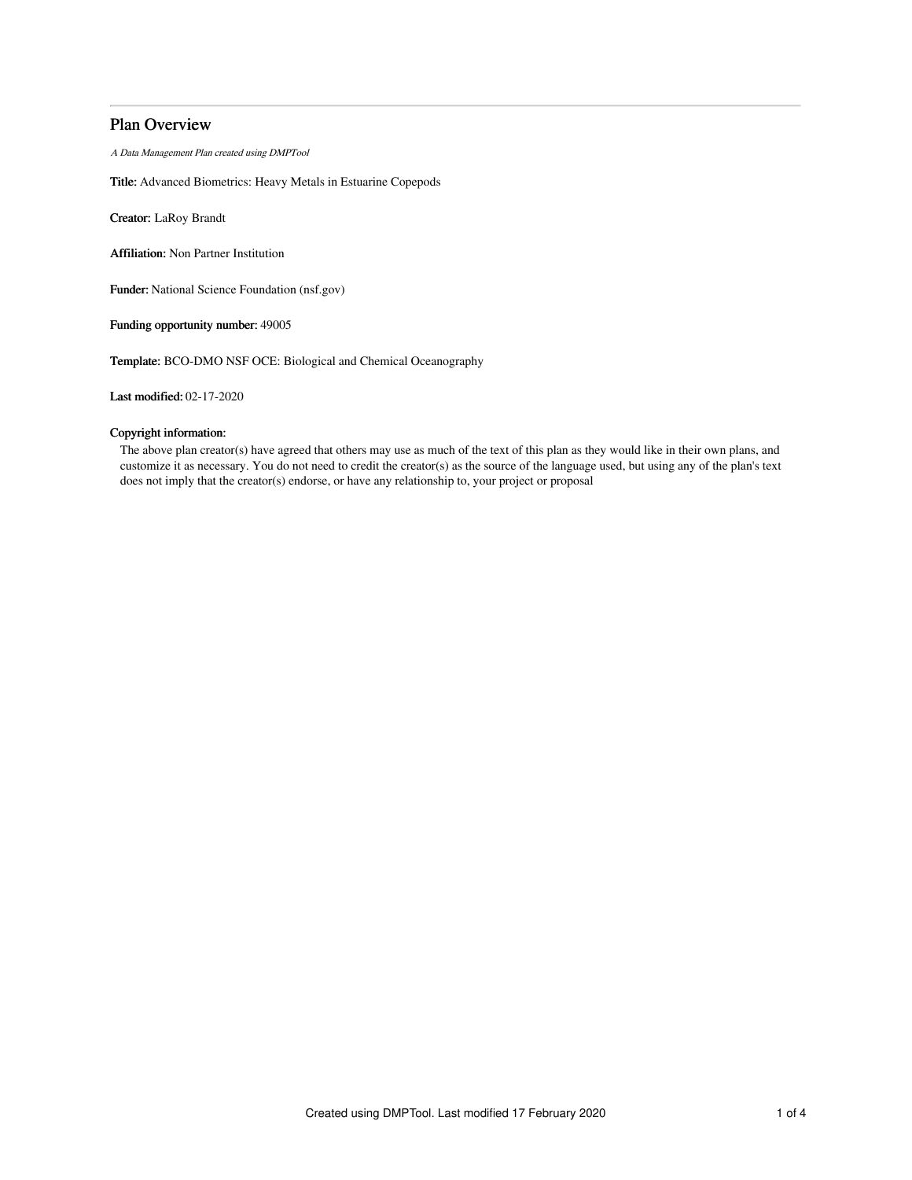# Plan Overview

*A Data Management Plan created using DMPTool*

**Title:** Advanced Biometrics: Heavy Metals in Estuarine Copepods

**Creator:** LaRoy Brandt

**Affiliation:** Non Partner Institution

**Funder:** National Science Foundation (nsf.gov)

**Funding opportunity number:** 49005

**Template:** BCO-DMO NSF OCE: Biological and Chemical Oceanography

**Last modified:** 02-17-2020

**Copyright information:**

The above plan creator(s) have agreed that others may use as much of the text of this plan as they would like in their own plans, and customize it as necessary. You do not need to credit the creator(s) as the source of the language used, but using any of the plan's text does not imply that the creator(s) endorse, or have any relationship to, your project or proposal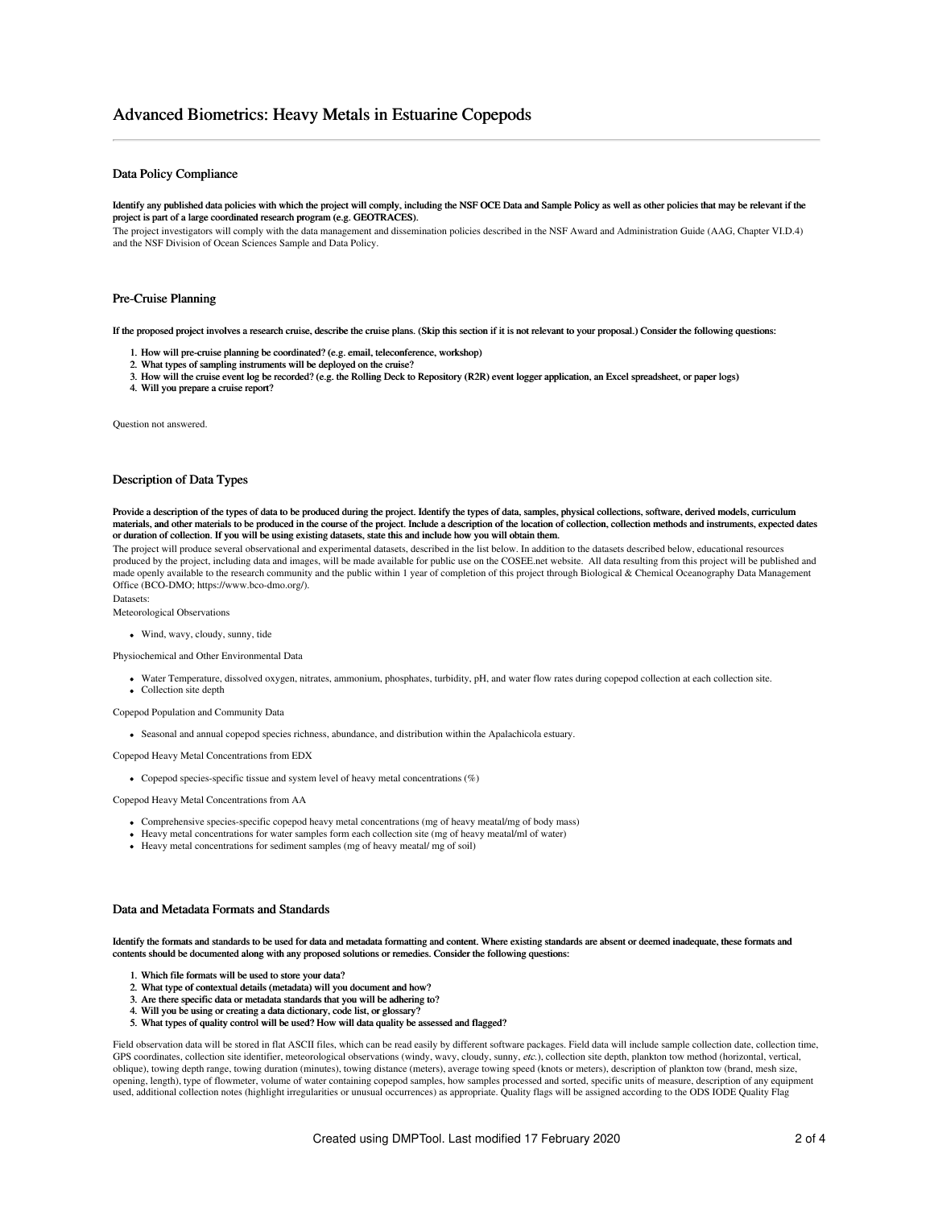# Advanced Biometrics: Heavy Metals in Estuarine Copepods

## Data Policy Compliance

**Identify any published data policies with which the project will comply, including the NSF OCE Data and Sample Policy as well as other policies that may be relevant if the project is part of a large coordinated research program (e.g. GEOTRACES).**

The project investigators will comply with the data management and dissemination policies described in the NSF Award and Administration Guide (AAG, Chapter VI.D.4) and the NSF Division of Ocean Sciences Sample and Data Policy.

## Pre-Cruise Planning

**If the proposed project involves a research cruise, describe the cruise plans. (Skip this section if it is not relevant to your proposal.) Consider the following questions:**

1. **How will pre-cruise planning be coordinated? (e.g. email, teleconference, workshop)**
2. **What types of sampling instruments will be deployed on the cruise?**
3. **How will the cruise event log be recorded? (e.g. the Rolling Deck to Repository (R2R) event logger application, an Excel spreadsheet, or paper logs)**
4. **Will you prepare a cruise report?**

Question not answered.

## Description of Data Types

**Provide a description of the types of data to be produced during the project. Identify the types of data, samples, physical collections, software, derived models, curriculum materials, and other materials to be produced in the course of the project. Include a description of the location of collection, collection methods and instruments, expected dates or duration of collection. If you will be using existing datasets, state this and include how you will obtain them.**

The project will produce several observational and experimental datasets, described in the list below. In addition to the datasets described below, educational resources produced by the project, including data and images, will be made available for public use on the COSEE.net website. All data resulting from this project will be published and made openly available to the research community and the public within 1 year of completion of this project through Biological & Chemical Oceanography Data Management Office (BCO-DMO; https://www.bco-dmo.org/).

Datasets:

Meteorological Observations

- Wind, wavy, cloudy, sunny, tide

Physiochemical and Other Environmental Data

- Water Temperature, dissolved oxygen, nitrates, ammonium, phosphates, turbidity, pH, and water flow rates during copepod collection at each collection site.
- Collection site depth

Copepod Population and Community Data

- Seasonal and annual copepod species richness, abundance, and distribution within the Apalachicola estuary.

Copepod Heavy Metal Concentrations from EDX

- Copepod species-specific tissue and system level of heavy metal concentrations (%)

Copepod Heavy Metal Concentrations from AA

- Comprehensive species-specific copepod heavy metal concentrations (mg of heavy meatal/mg of body mass)
- Heavy metal concentrations for water samples form each collection site (mg of heavy meatal/ml of water)
- Heavy metal concentrations for sediment samples (mg of heavy meatal/ mg of soil)

## Data and Metadata Formats and Standards

**Identify the formats and standards to be used for data and metadata formatting and content. Where existing standards are absent or deemed inadequate, these formats and contents should be documented along with any proposed solutions or remedies. Consider the following questions:**

1. **Which file formats will be used to store your data?**
2. **What type of contextual details (metadata) will you document and how?**
3. **Are there specific data or metadata standards that you will be adhering to?**
4. **Will you be using or creating a data dictionary, code list, or glossary?**
5. **What types of quality control will be used? How will data quality be assessed and flagged?**

Field observation data will be stored in flat ASCII files, which can be read easily by different software packages. Field data will include sample collection date, collection time, GPS coordinates, collection site identifier, meteorological observations (windy, wavy, cloudy, sunny, *etc.*), collection site depth, plankton tow method (horizontal, vertical, oblique), towing depth range, towing duration (minutes), towing distance (meters), average towing speed (knots or meters), description of plankton tow (brand, mesh size, opening, length), type of flowmeter, volume of water containing copepod samples, how samples processed and sorted, specific units of measure, description of any equipment used, additional collection notes (highlight irregularities or unusual occurrences) as appropriate. Quality flags will be assigned according to the ODS IODE Quality Flag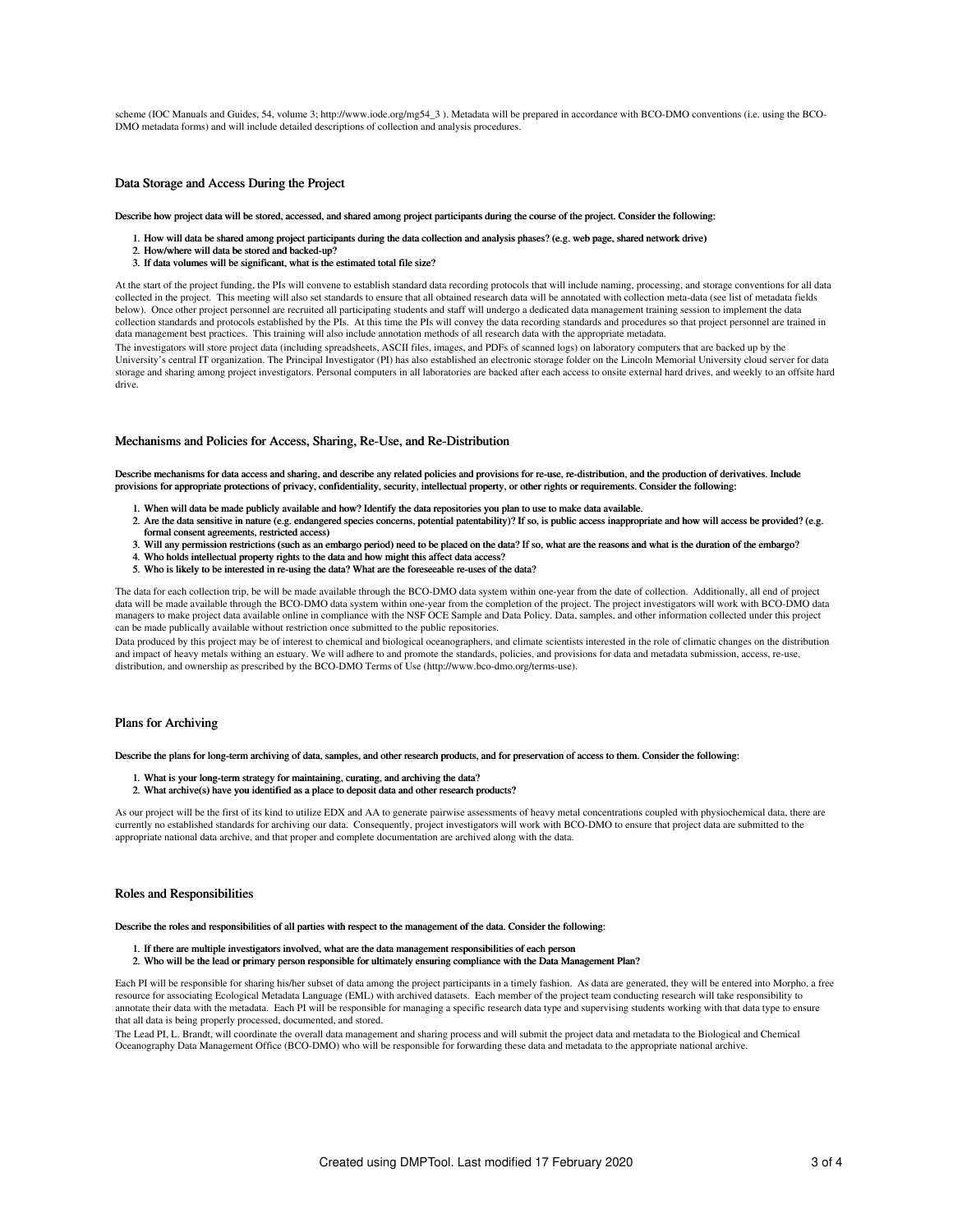scheme (IOC Manuals and Guides, 54, volume 3; http://www.iode.org/mg54_3 ). Metadata will be prepared in accordance with BCO-DMO conventions (i.e. using the BCO-DMO metadata forms) and will include detailed descriptions of collection and analysis procedures.

## Data Storage and Access During the Project

**Describe how project data will be stored, accessed, and shared among project participants during the course of the project. Consider the following:**

1. **How will data be shared among project participants during the data collection and analysis phases? (e.g. web page, shared network drive)**
2. **How/where will data be stored and backed-up?**
3. **If data volumes will be significant, what is the estimated total file size?**

At the start of the project funding, the PIs will convene to establish standard data recording protocols that will include naming, processing, and storage conventions for all data collected in the project. This meeting will also set standards to ensure that all obtained research data will be annotated with collection meta-data (see list of metadata fields below). Once other project personnel are recruited all participating students and staff will undergo a dedicated data management training session to implement the data collection standards and protocols established by the PIs. At this time the PIs will convey the data recording standards and procedures so that project personnel are trained in data management best practices. This training will also include annotation methods of all research data with the appropriate metadata.

The investigators will store project data (including spreadsheets, ASCII files, images, and PDFs of scanned logs) on laboratory computers that are backed up by the University's central IT organization. The Principal Investigator (PI) has also established an electronic storage folder on the Lincoln Memorial University cloud server for data storage and sharing among project investigators. Personal computers in all laboratories are backed after each access to onsite external hard drives, and weekly to an offsite hard drive.

## Mechanisms and Policies for Access, Sharing, Re-Use, and Re-Distribution

**Describe mechanisms for data access and sharing, and describe any related policies and provisions for re-use, re-distribution, and the production of derivatives. Include provisions for appropriate protections of privacy, confidentiality, security, intellectual property, or other rights or requirements. Consider the following:**

1. **When will data be made publicly available and how? Identify the data repositories you plan to use to make data available.**
2. **Are the data sensitive in nature (e.g. endangered species concerns, potential patentability)? If so, is public access inappropriate and how will access be provided? (e.g. formal consent agreements, restricted access)**
3. **Will any permission restrictions (such as an embargo period) need to be placed on the data? If so, what are the reasons and what is the duration of the embargo?**
4. **Who holds intellectual property rights to the data and how might this affect data access?**
5. **Who is likely to be interested in re-using the data? What are the foreseeable re-uses of the data?**

The data for each collection trip, be will be made available through the BCO-DMO data system within one-year from the date of collection. Additionally, all end of project data will be made available through the BCO-DMO data system within one-year from the completion of the project. The project investigators will work with BCO-DMO data managers to make project data available online in compliance with the NSF OCE Sample and Data Policy. Data, samples, and other information collected under this project can be made publically available without restriction once submitted to the public repositories.

Data produced by this project may be of interest to chemical and biological oceanographers, and climate scientists interested in the role of climatic changes on the distribution and impact of heavy metals withing an estuary. We will adhere to and promote the standards, policies, and provisions for data and metadata submission, access, re-use, distribution, and ownership as prescribed by the BCO-DMO Terms of Use (http://www.bco-dmo.org/terms-use).

## Plans for Archiving

**Describe the plans for long-term archiving of data, samples, and other research products, and for preservation of access to them. Consider the following:**

1. **What is your long-term strategy for maintaining, curating, and archiving the data?**
2. **What archive(s) have you identified as a place to deposit data and other research products?**

As our project will be the first of its kind to utilize EDX and AA to generate pairwise assessments of heavy metal concentrations coupled with physiochemical data, there are currently no established standards for archiving our data. Consequently, project investigators will work with BCO-DMO to ensure that project data are submitted to the appropriate national data archive, and that proper and complete documentation are archived along with the data.

## Roles and Responsibilities

**Describe the roles and responsibilities of all parties with respect to the management of the data. Consider the following:**

1. **If there are multiple investigators involved, what are the data management responsibilities of each person**
2. **Who will be the lead or primary person responsible for ultimately ensuring compliance with the Data Management Plan?**

Each PI will be responsible for sharing his/her subset of data among the project participants in a timely fashion. As data are generated, they will be entered into Morpho, a free resource for associating Ecological Metadata Language (EML) with archived datasets. Each member of the project team conducting research will take responsibility to annotate their data with the metadata. Each PI will be responsible for managing a specific research data type and supervising students working with that data type to ensure that all data is being properly processed, documented, and stored.

The Lead PI, L. Brandt, will coordinate the overall data management and sharing process and will submit the project data and metadata to the Biological and Chemical Oceanography Data Management Office (BCO-DMO) who will be responsible for forwarding these data and metadata to the appropriate national archive.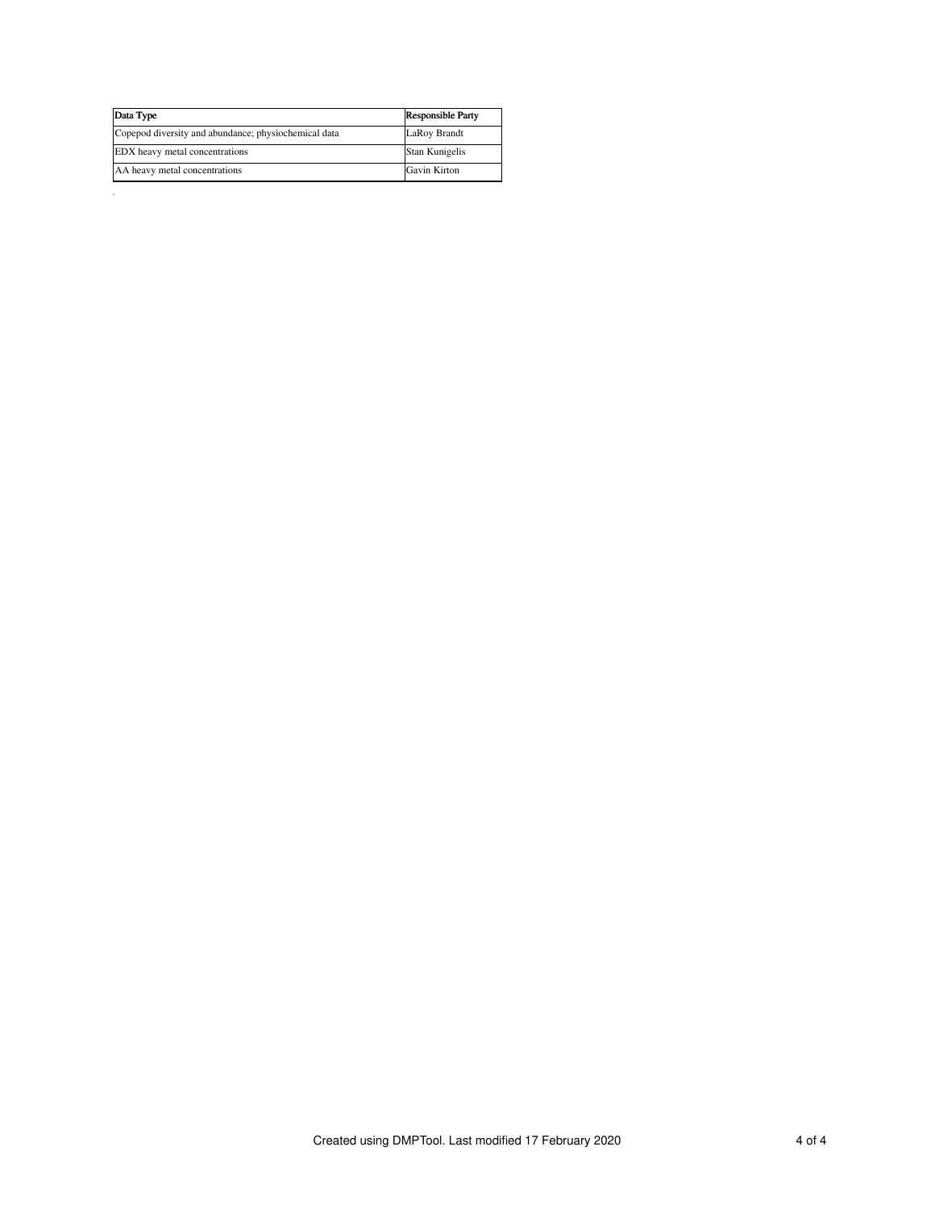| Data Type | Responsible Party |
| --- | --- |
| Copepod diversity and abundance; physiochemical data | LaRoy Brandt |
| EDX heavy metal concentrations | Stan Kunigelis |
| AA heavy metal concentrations | Gavin Kirton |

Created using DMPTool. Last modified 17 February 2020